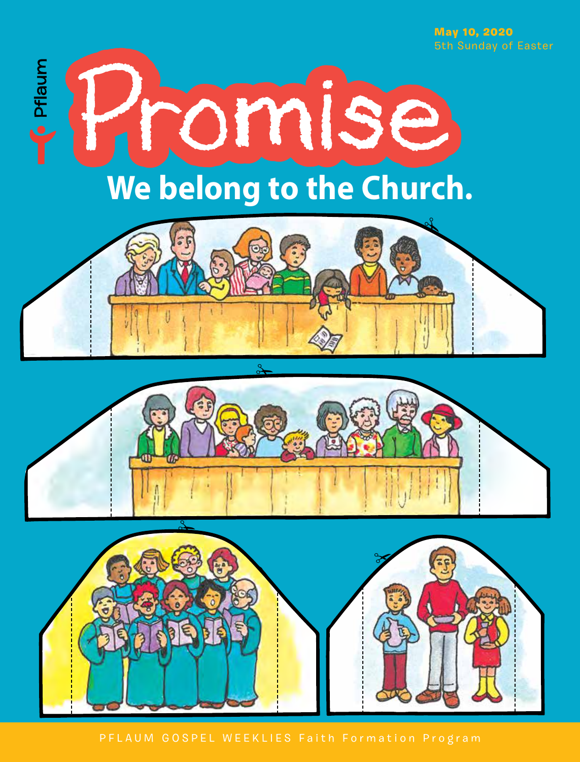May 10, 2020
5th Sunday of Easter

Pflaum

# Promise

## We belong to the Church.

PFLAUM GOSPEL WEEKLIES Faith Formation Program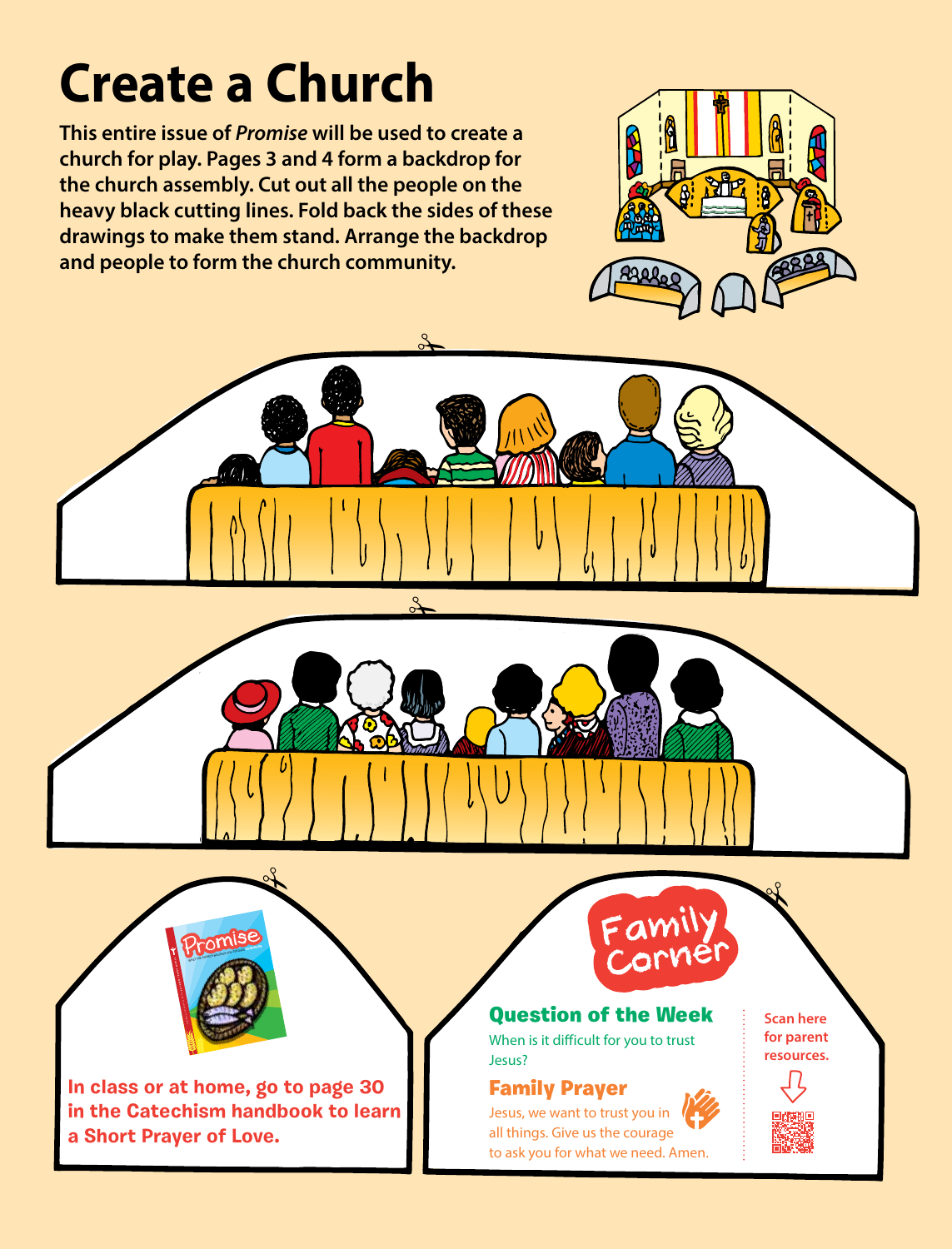# Create a Church

**This entire issue of *Promise* will be used to create a church for play. Pages 3 and 4 form a backdrop for the church assembly. Cut out all the people on the heavy black cutting lines. Fold back the sides of these drawings to make them stand. Arrange the backdrop and people to form the church community.**

**In class or at home, go to page 30 in the Catechism handbook to learn a Short Prayer of Love.**

## Family Corner

### Question of the Week

When is it difficult for you to trust Jesus?

### Family Prayer

Jesus, we want to trust you in all things. Give us the courage to ask you for what we need. Amen.

Scan here for parent resources.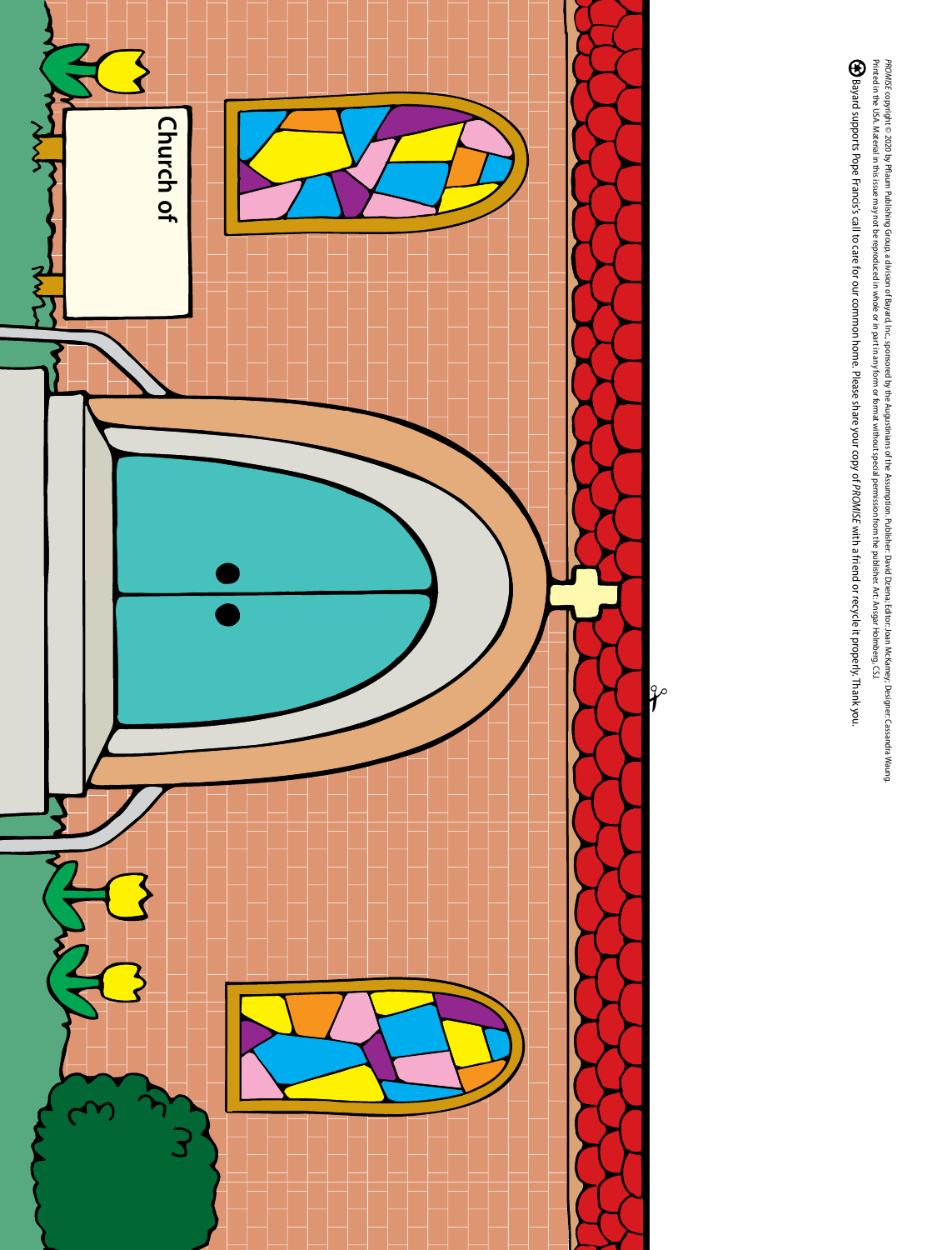Church of

*PROMISE* copyright © 2020 by Pflaum Publishing Group, a division of Bayard, Inc., sponsored by the Augustinians of the Assumption. Publisher: David Dziena; Editor: Joan McKamey; Designer: Cassandra Waung. Printed in the USA. Material in this issue may not be reproduced in whole or in part in any form or format without special permission from the publisher. Art: Ansgar Holmberg, CSJ.

Bayard supports Pope Francis's call to care for our common home. Please share your copy of *PROMISE* with a friend or recycle it properly. Thank you.